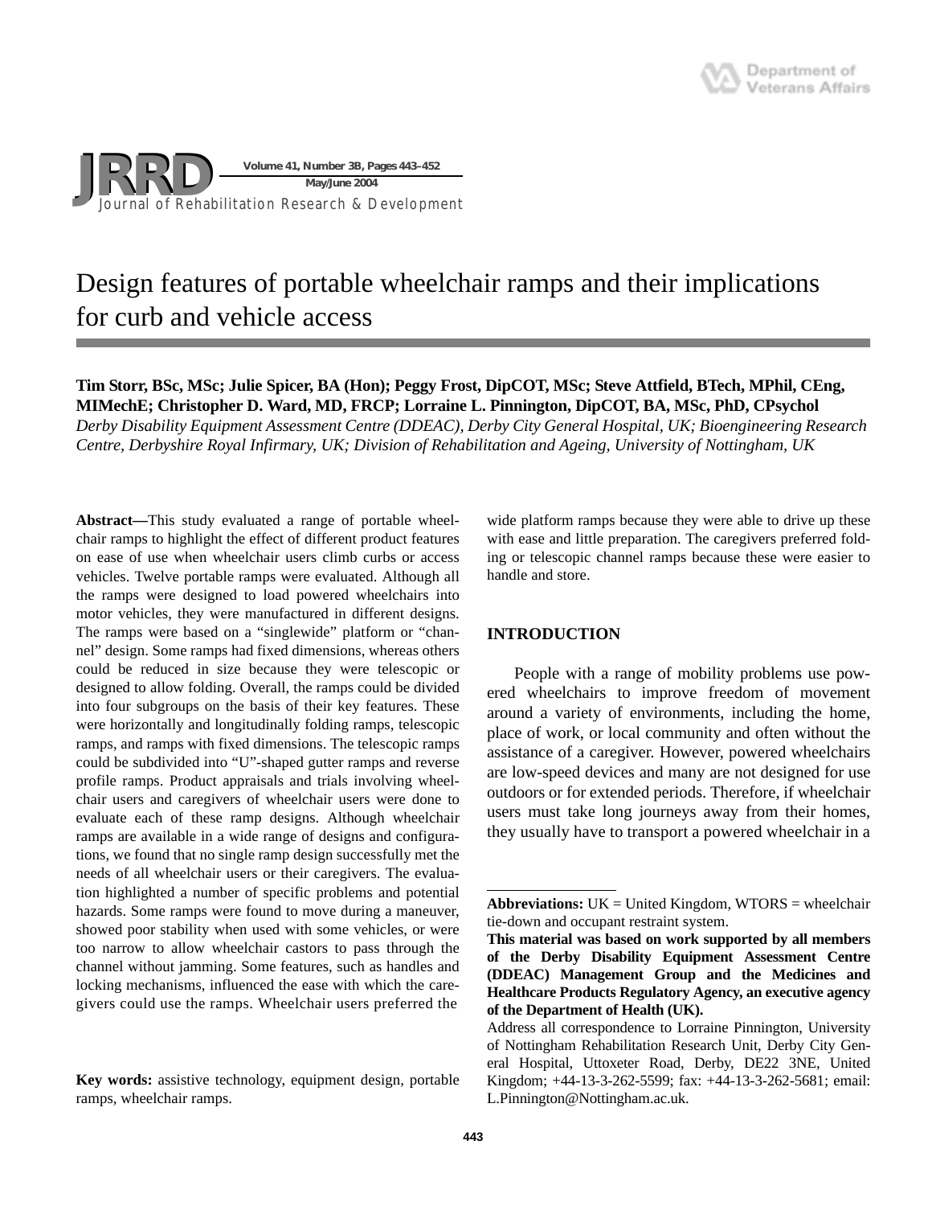# Design features of portable wheelchair ramps and their implications for curb and vehicle access

**Tim Storr, BSc, MSc; Julie Spicer, BA (Hon); Peggy Frost, DipCOT, MSc; Steve Attfield, BTech, MPhil, CEng, MIMechE; Christopher D. Ward, MD, FRCP; Lorraine L. Pinnington, DipCOT, BA, MSc, PhD, CPsychol**

*Derby Disability Equipment Assessment Centre (DDEAC), Derby City General Hospital, UK; Bioengineering Research Centre, Derbyshire Royal Infirmary, UK; Division of Rehabilitation and Ageing, University of Nottingham, UK*

**Abstract—**This study evaluated a range of portable wheelchair ramps to highlight the effect of different product features on ease of use when wheelchair users climb curbs or access vehicles. Twelve portable ramps were evaluated. Although all the ramps were designed to load powered wheelchairs into motor vehicles, they were manufactured in different designs. The ramps were based on a "singlewide" platform or "channel" design. Some ramps had fixed dimensions, whereas others could be reduced in size because they were telescopic or designed to allow folding. Overall, the ramps could be divided into four subgroups on the basis of their key features. These were horizontally and longitudinally folding ramps, telescopic ramps, and ramps with fixed dimensions. The telescopic ramps could be subdivided into "U"-shaped gutter ramps and reverse profile ramps. Product appraisals and trials involving wheelchair users and caregivers of wheelchair users were done to evaluate each of these ramp designs. Although wheelchair ramps are available in a wide range of designs and configurations, we found that no single ramp design successfully met the needs of all wheelchair users or their caregivers. The evaluation highlighted a number of specific problems and potential hazards. Some ramps were found to move during a maneuver, showed poor stability when used with some vehicles, or were too narrow to allow wheelchair castors to pass through the channel without jamming. Some features, such as handles and locking mechanisms, influenced the ease with which the caregivers could use the ramps. Wheelchair users preferred the wide platform ramps because they were able to drive up these with ease and little preparation. The caregivers preferred folding or telescopic channel ramps because these were easier to handle and store.

**Key words:** assistive technology, equipment design, portable ramps, wheelchair ramps.

## INTRODUCTION

People with a range of mobility problems use powered wheelchairs to improve freedom of movement around a variety of environments, including the home, place of work, or local community and often without the assistance of a caregiver. However, powered wheelchairs are low-speed devices and many are not designed for use outdoors or for extended periods. Therefore, if wheelchair users must take long journeys away from their homes, they usually have to transport a powered wheelchair in a

---

**Abbreviations:** UK = United Kingdom, WTORS = wheelchair tie-down and occupant restraint system.

**This material was based on work supported by all members of the Derby Disability Equipment Assessment Centre (DDEAC) Management Group and the Medicines and Healthcare Products Regulatory Agency, an executive agency of the Department of Health (UK).**

Address all correspondence to Lorraine Pinnington, University of Nottingham Rehabilitation Research Unit, Derby City General Hospital, Uttoxeter Road, Derby, DE22 3NE, United Kingdom; +44-13-3-262-5599; fax: +44-13-3-262-5681; email: L.Pinnington@Nottingham.ac.uk.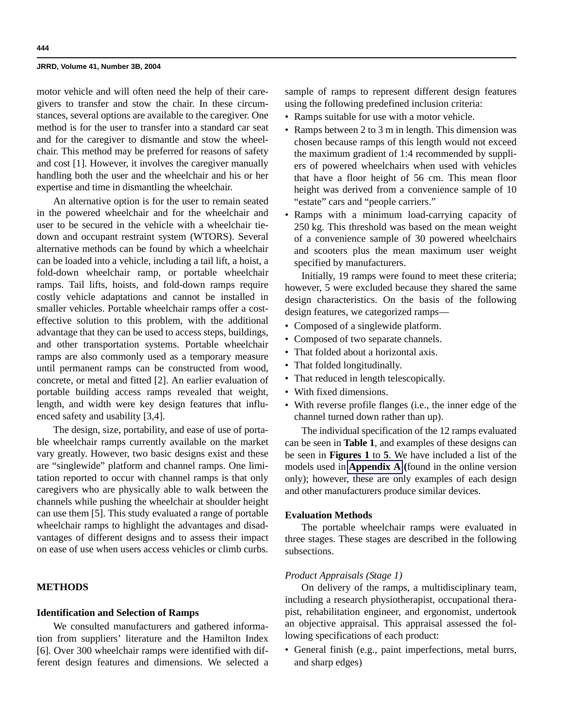motor vehicle and will often need the help of their caregivers to transfer and stow the chair. In these circumstances, several options are available to the caregiver. One method is for the user to transfer into a standard car seat and for the caregiver to dismantle and stow the wheelchair. This method may be preferred for reasons of safety and cost [1]. However, it involves the caregiver manually handling both the user and the wheelchair and his or her expertise and time in dismantling the wheelchair.

An alternative option is for the user to remain seated in the powered wheelchair and for the wheelchair and user to be secured in the vehicle with a wheelchair tie-down and occupant restraint system (WTORS). Several alternative methods can be found by which a wheelchair can be loaded into a vehicle, including a tail lift, a hoist, a fold-down wheelchair ramp, or portable wheelchair ramps. Tail lifts, hoists, and fold-down ramps require costly vehicle adaptations and cannot be installed in smaller vehicles. Portable wheelchair ramps offer a cost-effective solution to this problem, with the additional advantage that they can be used to access steps, buildings, and other transportation systems. Portable wheelchair ramps are also commonly used as a temporary measure until permanent ramps can be constructed from wood, concrete, or metal and fitted [2]. An earlier evaluation of portable building access ramps revealed that weight, length, and width were key design features that influenced safety and usability [3,4].

The design, size, portability, and ease of use of portable wheelchair ramps currently available on the market vary greatly. However, two basic designs exist and these are "singlewide" platform and channel ramps. One limitation reported to occur with channel ramps is that only caregivers who are physically able to walk between the channels while pushing the wheelchair at shoulder height can use them [5]. This study evaluated a range of portable wheelchair ramps to highlight the advantages and disadvantages of different designs and to assess their impact on ease of use when users access vehicles or climb curbs.

## METHODS

### Identification and Selection of Ramps

We consulted manufacturers and gathered information from suppliers' literature and the Hamilton Index [6]. Over 300 wheelchair ramps were identified with different design features and dimensions. We selected a sample of ramps to represent different design features using the following predefined inclusion criteria:

- Ramps suitable for use with a motor vehicle.
- Ramps between 2 to 3 m in length. This dimension was chosen because ramps of this length would not exceed the maximum gradient of 1:4 recommended by suppliers of powered wheelchairs when used with vehicles that have a floor height of 56 cm. This mean floor height was derived from a convenience sample of 10 "estate" cars and "people carriers."
- Ramps with a minimum load-carrying capacity of 250 kg. This threshold was based on the mean weight of a convenience sample of 30 powered wheelchairs and scooters plus the mean maximum user weight specified by manufacturers.

Initially, 19 ramps were found to meet these criteria; however, 5 were excluded because they shared the same design characteristics. On the basis of the following design features, we categorized ramps—

- Composed of a singlewide platform.
- Composed of two separate channels.
- That folded about a horizontal axis.
- That folded longitudinally.
- That reduced in length telescopically.
- With fixed dimensions.
- With reverse profile flanges (i.e., the inner edge of the channel turned down rather than up).

The individual specification of the 12 ramps evaluated can be seen in **Table 1**, and examples of these designs can be seen in **Figures 1** to **5**. We have included a list of the models used in **Appendix A** (found in the online version only); however, these are only examples of each design and other manufacturers produce similar devices.

### Evaluation Methods

The portable wheelchair ramps were evaluated in three stages. These stages are described in the following subsections.

*Product Appraisals (Stage 1)*

On delivery of the ramps, a multidisciplinary team, including a research physiotherapist, occupational therapist, rehabilitation engineer, and ergonomist, undertook an objective appraisal. This appraisal assessed the following specifications of each product:

- General finish (e.g., paint imperfections, metal burrs, and sharp edges)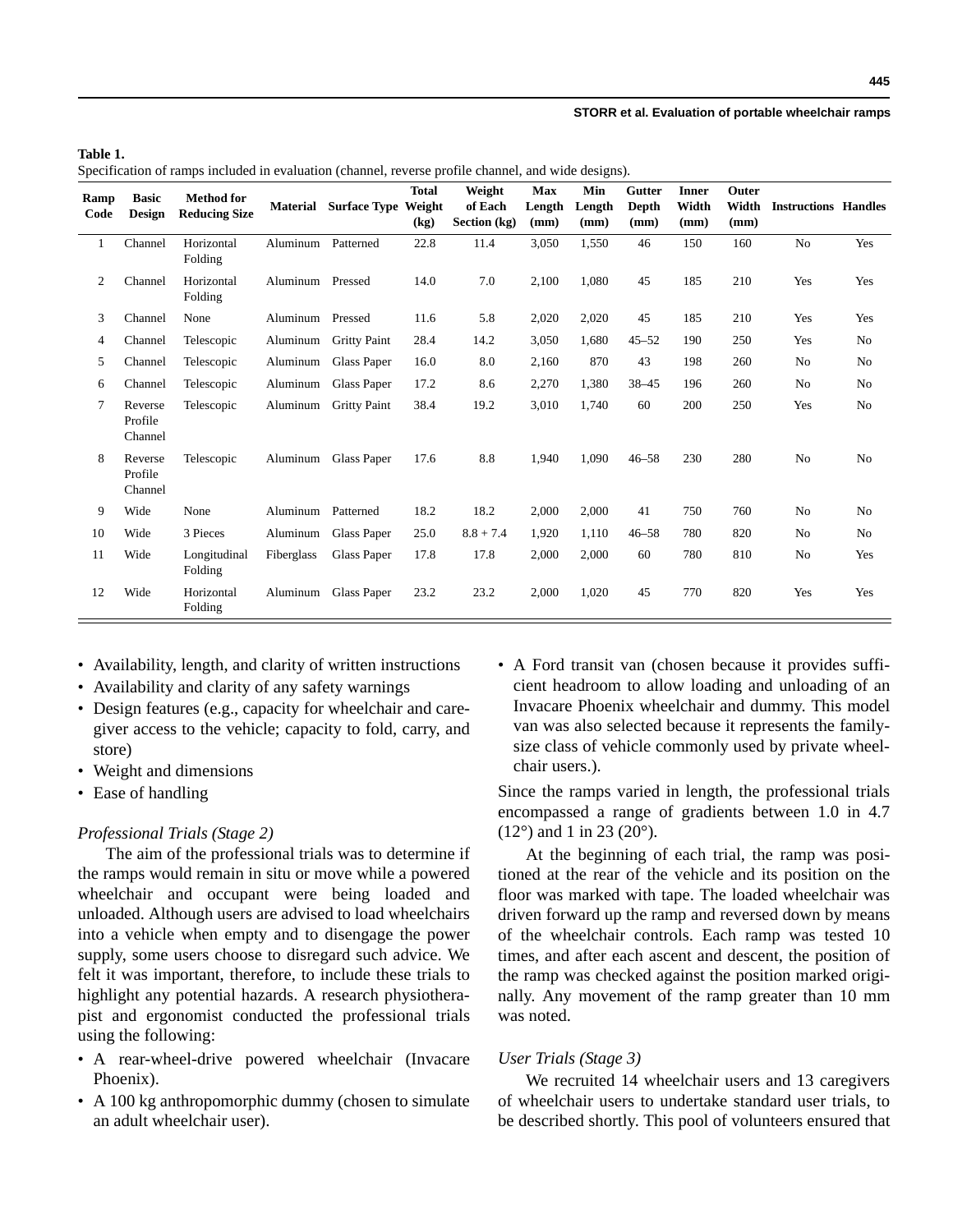**Table 1.**
Specification of ramps included in evaluation (channel, reverse profile channel, and wide designs).

| Ramp Code | Basic Design | Method for Reducing Size | Material | Surface Type | Total Weight (kg) | Weight of Each Section (kg) | Max Length (mm) | Min Length (mm) | Gutter Depth (mm) | Inner Width (mm) | Outer Width (mm) | Instructions | Handles |
|---|---|---|---|---|---|---|---|---|---|---|---|---|---|
| 1 | Channel | Horizontal Folding | Aluminum | Patterned | 22.8 | 11.4 | 3,050 | 1,550 | 46 | 150 | 160 | No | Yes |
| 2 | Channel | Horizontal Folding | Aluminum | Pressed | 14.0 | 7.0 | 2,100 | 1,080 | 45 | 185 | 210 | Yes | Yes |
| 3 | Channel | None | Aluminum | Pressed | 11.6 | 5.8 | 2,020 | 2,020 | 45 | 185 | 210 | Yes | Yes |
| 4 | Channel | Telescopic | Aluminum | Gritty Paint | 28.4 | 14.2 | 3,050 | 1,680 | 45–52 | 190 | 250 | Yes | No |
| 5 | Channel | Telescopic | Aluminum | Glass Paper | 16.0 | 8.0 | 2,160 | 870 | 43 | 198 | 260 | No | No |
| 6 | Channel | Telescopic | Aluminum | Glass Paper | 17.2 | 8.6 | 2,270 | 1,380 | 38–45 | 196 | 260 | No | No |
| 7 | Reverse Profile Channel | Telescopic | Aluminum | Gritty Paint | 38.4 | 19.2 | 3,010 | 1,740 | 60 | 200 | 250 | Yes | No |
| 8 | Reverse Profile Channel | Telescopic | Aluminum | Glass Paper | 17.6 | 8.8 | 1,940 | 1,090 | 46–58 | 230 | 280 | No | No |
| 9 | Wide | None | Aluminum | Patterned | 18.2 | 18.2 | 2,000 | 2,000 | 41 | 750 | 760 | No | No |
| 10 | Wide | 3 Pieces | Aluminum | Glass Paper | 25.0 | 8.8 + 7.4 | 1,920 | 1,110 | 46–58 | 780 | 820 | No | No |
| 11 | Wide | Longitudinal Folding | Fiberglass | Glass Paper | 17.8 | 17.8 | 2,000 | 2,000 | 60 | 780 | 810 | No | Yes |
| 12 | Wide | Horizontal Folding | Aluminum | Glass Paper | 23.2 | 23.2 | 2,000 | 1,020 | 45 | 770 | 820 | Yes | Yes |

- Availability, length, and clarity of written instructions
- Availability and clarity of any safety warnings
- Design features (e.g., capacity for wheelchair and caregiver access to the vehicle; capacity to fold, carry, and store)
- Weight and dimensions
- Ease of handling

*Professional Trials (Stage 2)*

The aim of the professional trials was to determine if the ramps would remain in situ or move while a powered wheelchair and occupant were being loaded and unloaded. Although users are advised to load wheelchairs into a vehicle when empty and to disengage the power supply, some users choose to disregard such advice. We felt it was important, therefore, to include these trials to highlight any potential hazards. A research physiotherapist and ergonomist conducted the professional trials using the following:

- A rear-wheel-drive powered wheelchair (Invacare Phoenix).
- A 100 kg anthropomorphic dummy (chosen to simulate an adult wheelchair user).
- A Ford transit van (chosen because it provides sufficient headroom to allow loading and unloading of an Invacare Phoenix wheelchair and dummy. This model van was also selected because it represents the family-size class of vehicle commonly used by private wheelchair users.).

Since the ramps varied in length, the professional trials encompassed a range of gradients between 1.0 in 4.7 (12°) and 1 in 23 (20°).

At the beginning of each trial, the ramp was positioned at the rear of the vehicle and its position on the floor was marked with tape. The loaded wheelchair was driven forward up the ramp and reversed down by means of the wheelchair controls. Each ramp was tested 10 times, and after each ascent and descent, the position of the ramp was checked against the position marked originally. Any movement of the ramp greater than 10 mm was noted.

*User Trials (Stage 3)*

We recruited 14 wheelchair users and 13 caregivers of wheelchair users to undertake standard user trials, to be described shortly. This pool of volunteers ensured that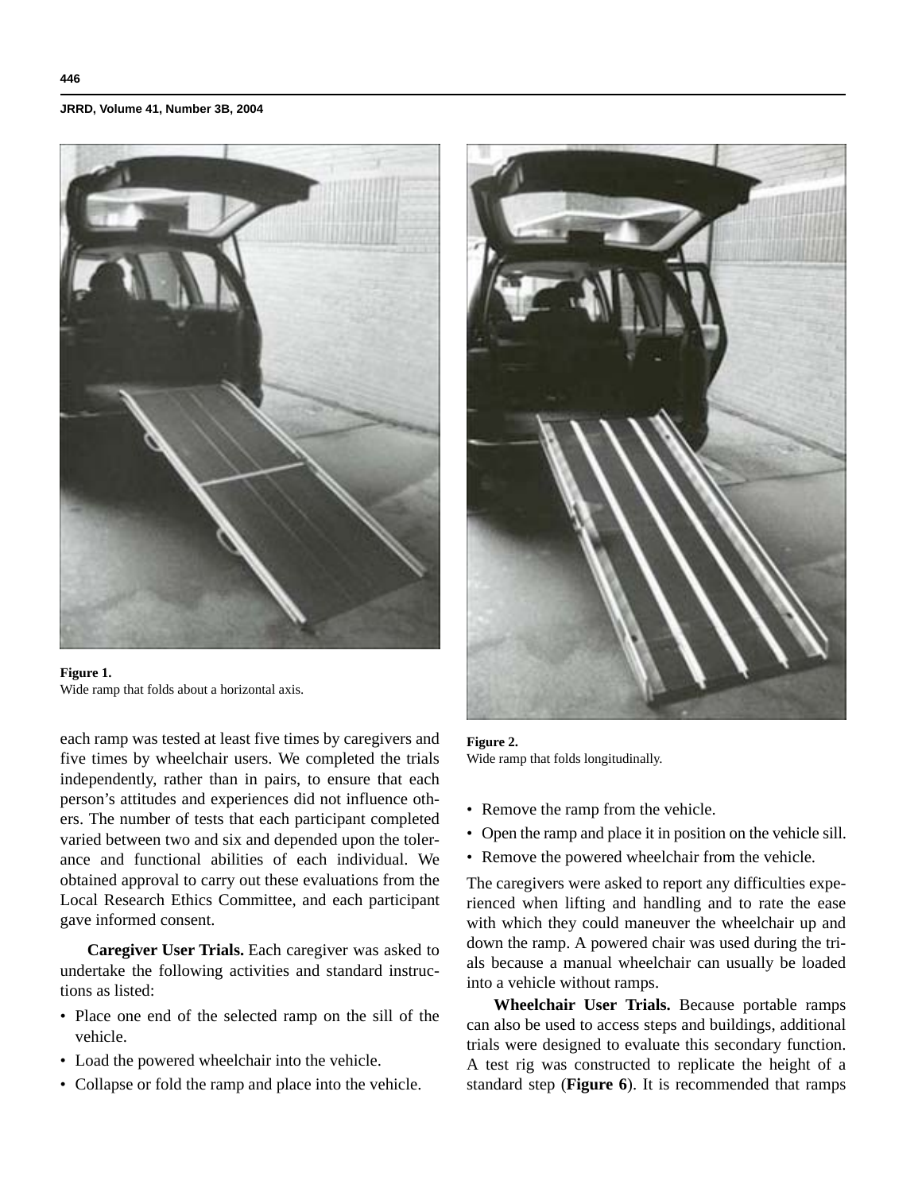**Figure 1.**
Wide ramp that folds about a horizontal axis.

**Figure 2.**
Wide ramp that folds longitudinally.

each ramp was tested at least five times by caregivers and five times by wheelchair users. We completed the trials independently, rather than in pairs, to ensure that each person's attitudes and experiences did not influence others. The number of tests that each participant completed varied between two and six and depended upon the tolerance and functional abilities of each individual. We obtained approval to carry out these evaluations from the Local Research Ethics Committee, and each participant gave informed consent.

**Caregiver User Trials.** Each caregiver was asked to undertake the following activities and standard instructions as listed:

- Place one end of the selected ramp on the sill of the vehicle.
- Load the powered wheelchair into the vehicle.
- Collapse or fold the ramp and place into the vehicle.
- Remove the ramp from the vehicle.
- Open the ramp and place it in position on the vehicle sill.
- Remove the powered wheelchair from the vehicle.

The caregivers were asked to report any difficulties experienced when lifting and handling and to rate the ease with which they could maneuver the wheelchair up and down the ramp. A powered chair was used during the trials because a manual wheelchair can usually be loaded into a vehicle without ramps.

**Wheelchair User Trials.** Because portable ramps can also be used to access steps and buildings, additional trials were designed to evaluate this secondary function. A test rig was constructed to replicate the height of a standard step (**Figure 6**). It is recommended that ramps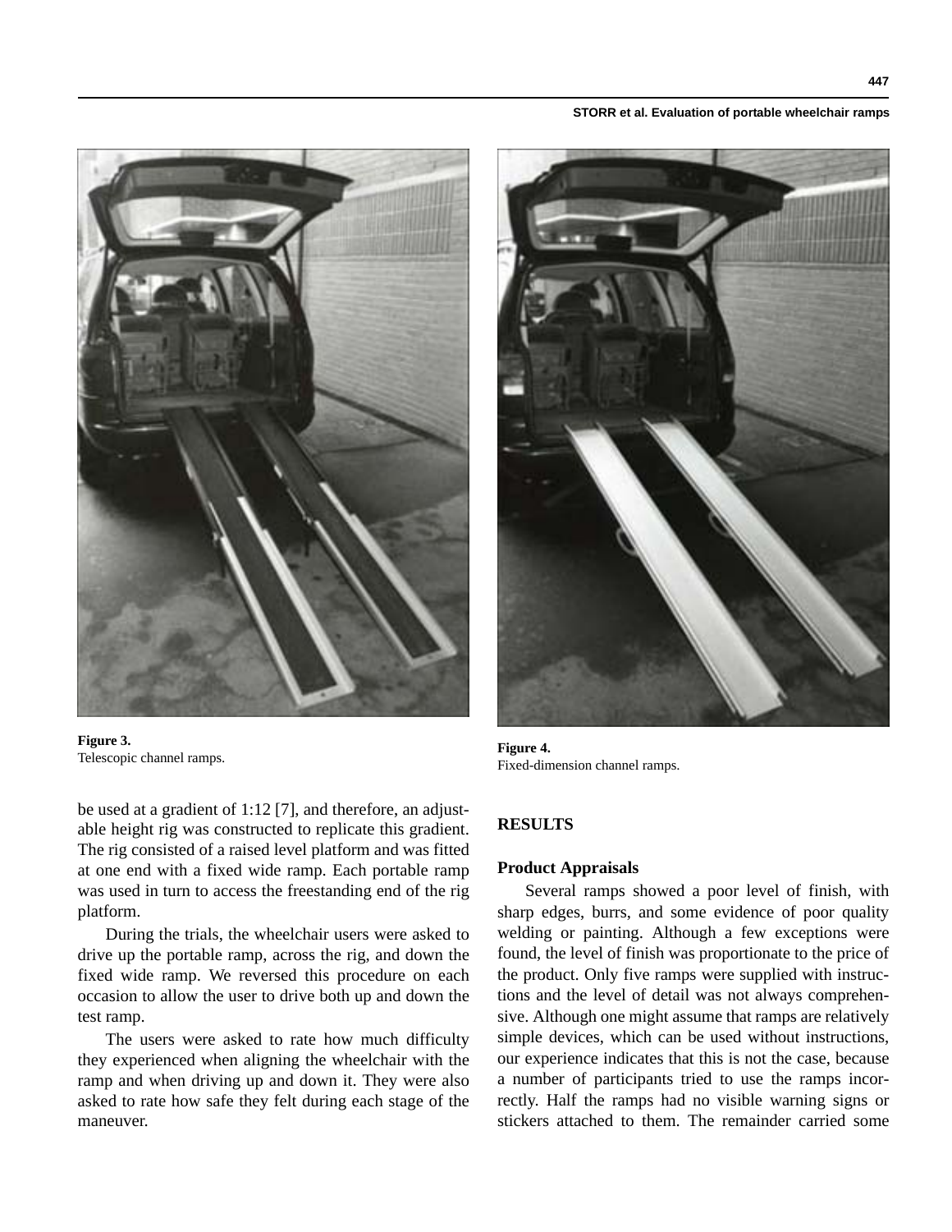Figure 3.
Telescopic channel ramps.

Figure 4.
Fixed-dimension channel ramps.

be used at a gradient of 1:12 [7], and therefore, an adjustable height rig was constructed to replicate this gradient. The rig consisted of a raised level platform and was fitted at one end with a fixed wide ramp. Each portable ramp was used in turn to access the freestanding end of the rig platform.

During the trials, the wheelchair users were asked to drive up the portable ramp, across the rig, and down the fixed wide ramp. We reversed this procedure on each occasion to allow the user to drive both up and down the test ramp.

The users were asked to rate how much difficulty they experienced when aligning the wheelchair with the ramp and when driving up and down it. They were also asked to rate how safe they felt during each stage of the maneuver.

## RESULTS

### Product Appraisals

Several ramps showed a poor level of finish, with sharp edges, burrs, and some evidence of poor quality welding or painting. Although a few exceptions were found, the level of finish was proportionate to the price of the product. Only five ramps were supplied with instructions and the level of detail was not always comprehensive. Although one might assume that ramps are relatively simple devices, which can be used without instructions, our experience indicates that this is not the case, because a number of participants tried to use the ramps incorrectly. Half the ramps had no visible warning signs or stickers attached to them. The remainder carried some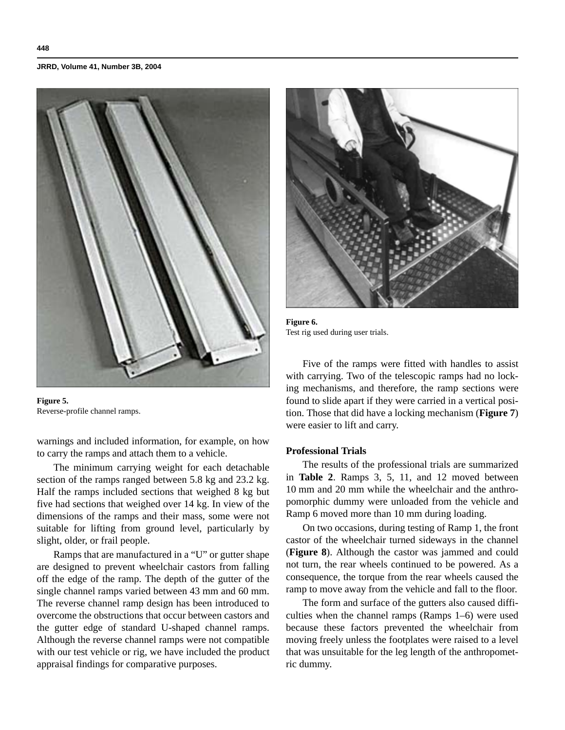Figure 5.
Reverse-profile channel ramps.

warnings and included information, for example, on how to carry the ramps and attach them to a vehicle.

The minimum carrying weight for each detachable section of the ramps ranged between 5.8 kg and 23.2 kg. Half the ramps included sections that weighed 8 kg but five had sections that weighed over 14 kg. In view of the dimensions of the ramps and their mass, some were not suitable for lifting from ground level, particularly by slight, older, or frail people.

Ramps that are manufactured in a "U" or gutter shape are designed to prevent wheelchair castors from falling off the edge of the ramp. The depth of the gutter of the single channel ramps varied between 43 mm and 60 mm. The reverse channel ramp design has been introduced to overcome the obstructions that occur between castors and the gutter edge of standard U-shaped channel ramps. Although the reverse channel ramps were not compatible with our test vehicle or rig, we have included the product appraisal findings for comparative purposes.

Figure 6.
Test rig used during user trials.

Five of the ramps were fitted with handles to assist with carrying. Two of the telescopic ramps had no locking mechanisms, and therefore, the ramp sections were found to slide apart if they were carried in a vertical position. Those that did have a locking mechanism (**Figure 7**) were easier to lift and carry.

### Professional Trials

The results of the professional trials are summarized in **Table 2**. Ramps 3, 5, 11, and 12 moved between 10 mm and 20 mm while the wheelchair and the anthropomorphic dummy were unloaded from the vehicle and Ramp 6 moved more than 10 mm during loading.

On two occasions, during testing of Ramp 1, the front castor of the wheelchair turned sideways in the channel (**Figure 8**). Although the castor was jammed and could not turn, the rear wheels continued to be powered. As a consequence, the torque from the rear wheels caused the ramp to move away from the vehicle and fall to the floor.

The form and surface of the gutters also caused difficulties when the channel ramps (Ramps 1–6) were used because these factors prevented the wheelchair from moving freely unless the footplates were raised to a level that was unsuitable for the leg length of the anthropometric dummy.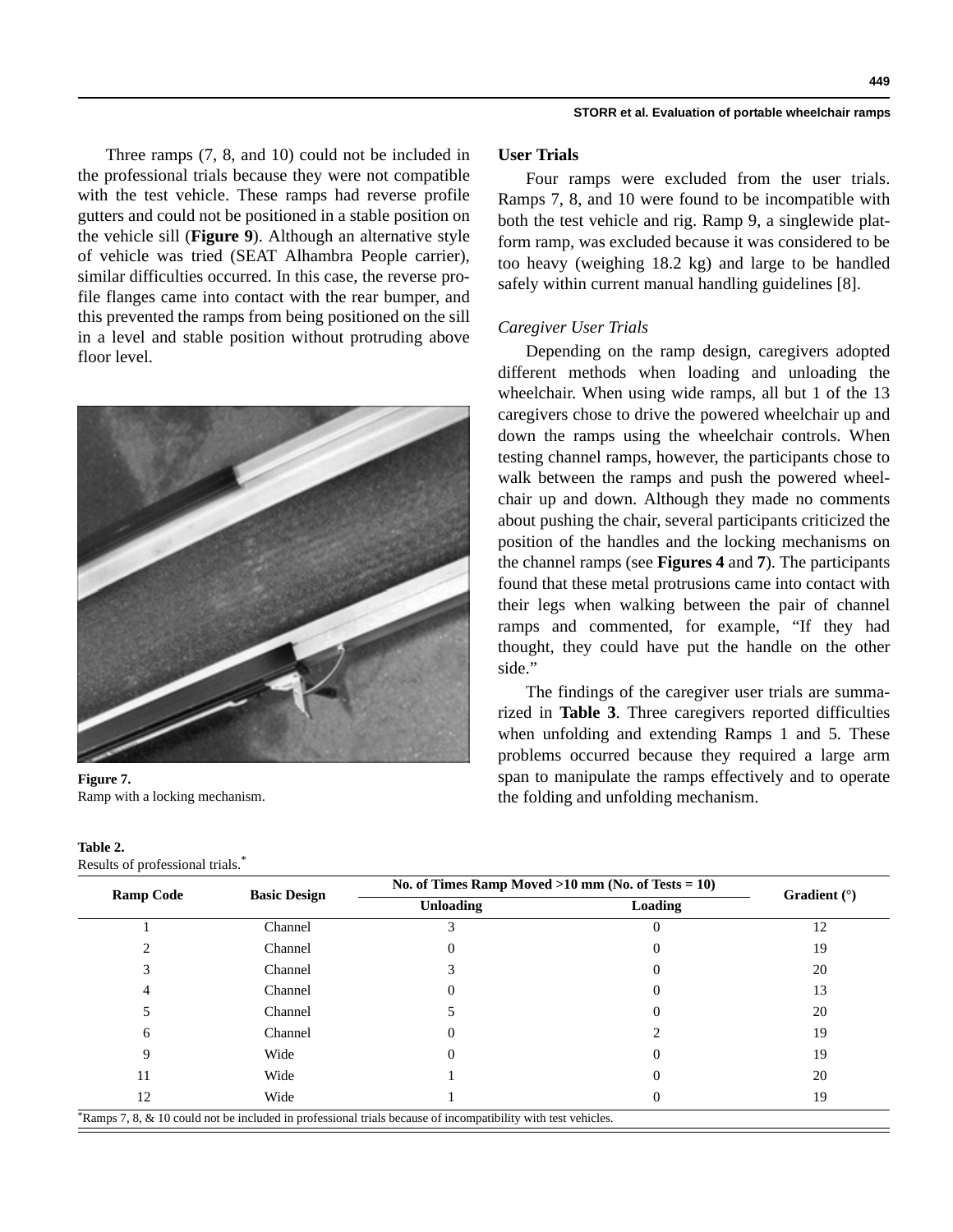Three ramps (7, 8, and 10) could not be included in the professional trials because they were not compatible with the test vehicle. These ramps had reverse profile gutters and could not be positioned in a stable position on the vehicle sill (**Figure 9**). Although an alternative style of vehicle was tried (SEAT Alhambra People carrier), similar difficulties occurred. In this case, the reverse profile flanges came into contact with the rear bumper, and this prevented the ramps from being positioned on the sill in a level and stable position without protruding above floor level.

**Figure 7.**
Ramp with a locking mechanism.

**Table 2.**
Results of professional trials.*

| Ramp Code | Basic Design | No. of Times Ramp Moved >10 mm (No. of Tests = 10) | | Gradient (°) |
|---|---|---|---|---|
| | | Unloading | Loading | |
| 1 | Channel | 3 | 0 | 12 |
| 2 | Channel | 0 | 0 | 19 |
| 3 | Channel | 3 | 0 | 20 |
| 4 | Channel | 0 | 0 | 13 |
| 5 | Channel | 5 | 0 | 20 |
| 6 | Channel | 0 | 2 | 19 |
| 9 | Wide | 0 | 0 | 19 |
| 11 | Wide | 1 | 0 | 20 |
| 12 | Wide | 1 | 0 | 19 |

*Ramps 7, 8, & 10 could not be included in professional trials because of incompatibility with test vehicles.

## User Trials

Four ramps were excluded from the user trials. Ramps 7, 8, and 10 were found to be incompatible with both the test vehicle and rig. Ramp 9, a singlewide platform ramp, was excluded because it was considered to be too heavy (weighing 18.2 kg) and large to be handled safely within current manual handling guidelines [8].

### *Caregiver User Trials*

Depending on the ramp design, caregivers adopted different methods when loading and unloading the wheelchair. When using wide ramps, all but 1 of the 13 caregivers chose to drive the powered wheelchair up and down the ramps using the wheelchair controls. When testing channel ramps, however, the participants chose to walk between the ramps and push the powered wheelchair up and down. Although they made no comments about pushing the chair, several participants criticized the position of the handles and the locking mechanisms on the channel ramps (see **Figures 4** and **7**). The participants found that these metal protrusions came into contact with their legs when walking between the pair of channel ramps and commented, for example, "If they had thought, they could have put the handle on the other side."

The findings of the caregiver user trials are summarized in **Table 3**. Three caregivers reported difficulties when unfolding and extending Ramps 1 and 5. These problems occurred because they required a large arm span to manipulate the ramps effectively and to operate the folding and unfolding mechanism.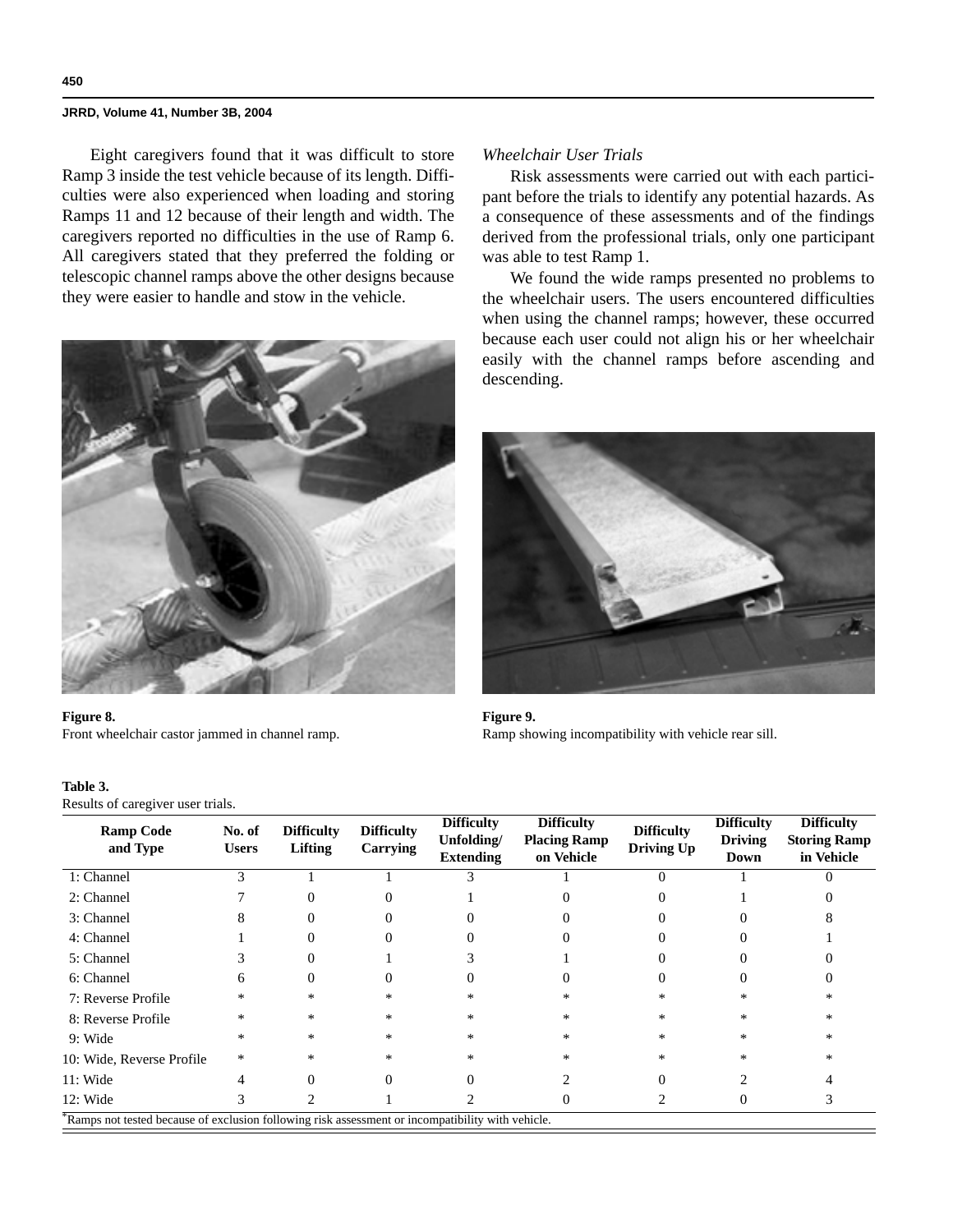Eight caregivers found that it was difficult to store Ramp 3 inside the test vehicle because of its length. Difficulties were also experienced when loading and storing Ramps 11 and 12 because of their length and width. The caregivers reported no difficulties in the use of Ramp 6. All caregivers stated that they preferred the folding or telescopic channel ramps above the other designs because they were easier to handle and stow in the vehicle.

**Figure 8.**
Front wheelchair castor jammed in channel ramp.

*Wheelchair User Trials*

Risk assessments were carried out with each participant before the trials to identify any potential hazards. As a consequence of these assessments and of the findings derived from the professional trials, only one participant was able to test Ramp 1.

We found the wide ramps presented no problems to the wheelchair users. The users encountered difficulties when using the channel ramps; however, these occurred because each user could not align his or her wheelchair easily with the channel ramps before ascending and descending.

**Figure 9.**
Ramp showing incompatibility with vehicle rear sill.

**Table 3.**
Results of caregiver user trials.

| Ramp Code and Type | No. of Users | Difficulty Lifting | Difficulty Carrying | Difficulty Unfolding/ Extending | Difficulty Placing Ramp on Vehicle | Difficulty Driving Up | Difficulty Driving Down | Difficulty Storing Ramp in Vehicle |
|---|---|---|---|---|---|---|---|---|
| 1: Channel | 3 | 1 | 1 | 3 | 1 | 0 | 1 | 0 |
| 2: Channel | 7 | 0 | 0 | 1 | 0 | 0 | 1 | 0 |
| 3: Channel | 8 | 0 | 0 | 0 | 0 | 0 | 0 | 8 |
| 4: Channel | 1 | 0 | 0 | 0 | 0 | 0 | 0 | 1 |
| 5: Channel | 3 | 0 | 1 | 3 | 1 | 0 | 0 | 0 |
| 6: Channel | 6 | 0 | 0 | 0 | 0 | 0 | 0 | 0 |
| 7: Reverse Profile | * | * | * | * | * | * | * | * |
| 8: Reverse Profile | * | * | * | * | * | * | * | * |
| 9: Wide | * | * | * | * | * | * | * | * |
| 10: Wide, Reverse Profile | * | * | * | * | * | * | * | * |
| 11: Wide | 4 | 0 | 0 | 0 | 2 | 0 | 2 | 4 |
| 12: Wide | 3 | 2 | 1 | 2 | 0 | 2 | 0 | 3 |

*Ramps not tested because of exclusion following risk assessment or incompatibility with vehicle.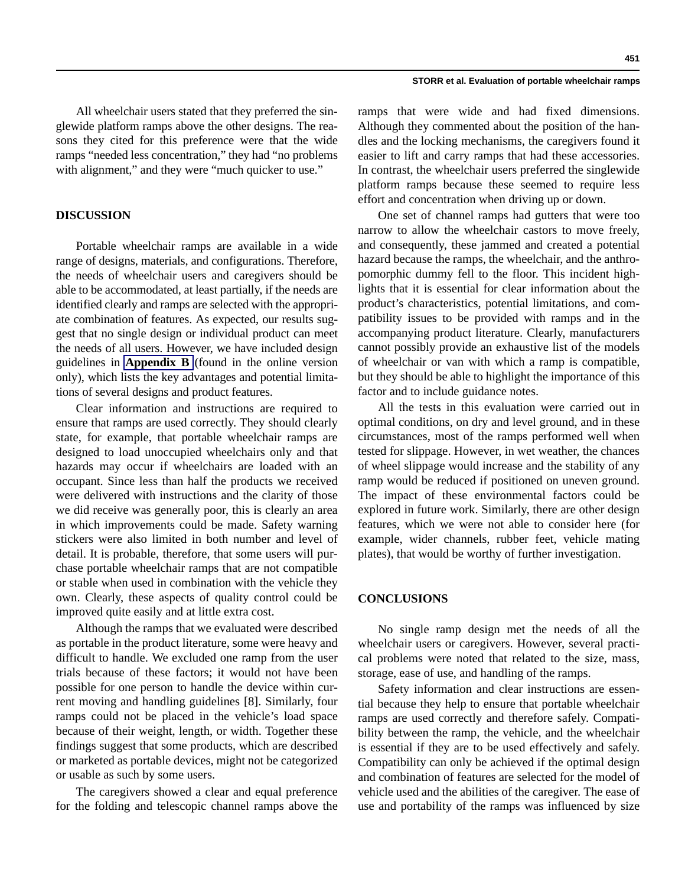All wheelchair users stated that they preferred the singlewide platform ramps above the other designs. The reasons they cited for this preference were that the wide ramps "needed less concentration," they had "no problems with alignment," and they were "much quicker to use."

## DISCUSSION

Portable wheelchair ramps are available in a wide range of designs, materials, and configurations. Therefore, the needs of wheelchair users and caregivers should be able to be accommodated, at least partially, if the needs are identified clearly and ramps are selected with the appropriate combination of features. As expected, our results suggest that no single design or individual product can meet the needs of all users. However, we have included design guidelines in **Appendix B** (found in the online version only), which lists the key advantages and potential limitations of several designs and product features.

Clear information and instructions are required to ensure that ramps are used correctly. They should clearly state, for example, that portable wheelchair ramps are designed to load unoccupied wheelchairs only and that hazards may occur if wheelchairs are loaded with an occupant. Since less than half the products we received were delivered with instructions and the clarity of those we did receive was generally poor, this is clearly an area in which improvements could be made. Safety warning stickers were also limited in both number and level of detail. It is probable, therefore, that some users will purchase portable wheelchair ramps that are not compatible or stable when used in combination with the vehicle they own. Clearly, these aspects of quality control could be improved quite easily and at little extra cost.

Although the ramps that we evaluated were described as portable in the product literature, some were heavy and difficult to handle. We excluded one ramp from the user trials because of these factors; it would not have been possible for one person to handle the device within current moving and handling guidelines [8]. Similarly, four ramps could not be placed in the vehicle's load space because of their weight, length, or width. Together these findings suggest that some products, which are described or marketed as portable devices, might not be categorized or usable as such by some users.

The caregivers showed a clear and equal preference for the folding and telescopic channel ramps above the ramps that were wide and had fixed dimensions. Although they commented about the position of the handles and the locking mechanisms, the caregivers found it easier to lift and carry ramps that had these accessories. In contrast, the wheelchair users preferred the singlewide platform ramps because these seemed to require less effort and concentration when driving up or down.

One set of channel ramps had gutters that were too narrow to allow the wheelchair castors to move freely, and consequently, these jammed and created a potential hazard because the ramps, the wheelchair, and the anthropomorphic dummy fell to the floor. This incident highlights that it is essential for clear information about the product's characteristics, potential limitations, and compatibility issues to be provided with ramps and in the accompanying product literature. Clearly, manufacturers cannot possibly provide an exhaustive list of the models of wheelchair or van with which a ramp is compatible, but they should be able to highlight the importance of this factor and to include guidance notes.

All the tests in this evaluation were carried out in optimal conditions, on dry and level ground, and in these circumstances, most of the ramps performed well when tested for slippage. However, in wet weather, the chances of wheel slippage would increase and the stability of any ramp would be reduced if positioned on uneven ground. The impact of these environmental factors could be explored in future work. Similarly, there are other design features, which we were not able to consider here (for example, wider channels, rubber feet, vehicle mating plates), that would be worthy of further investigation.

## CONCLUSIONS

No single ramp design met the needs of all the wheelchair users or caregivers. However, several practical problems were noted that related to the size, mass, storage, ease of use, and handling of the ramps.

Safety information and clear instructions are essential because they help to ensure that portable wheelchair ramps are used correctly and therefore safely. Compatibility between the ramp, the vehicle, and the wheelchair is essential if they are to be used effectively and safely. Compatibility can only be achieved if the optimal design and combination of features are selected for the model of vehicle used and the abilities of the caregiver. The ease of use and portability of the ramps was influenced by size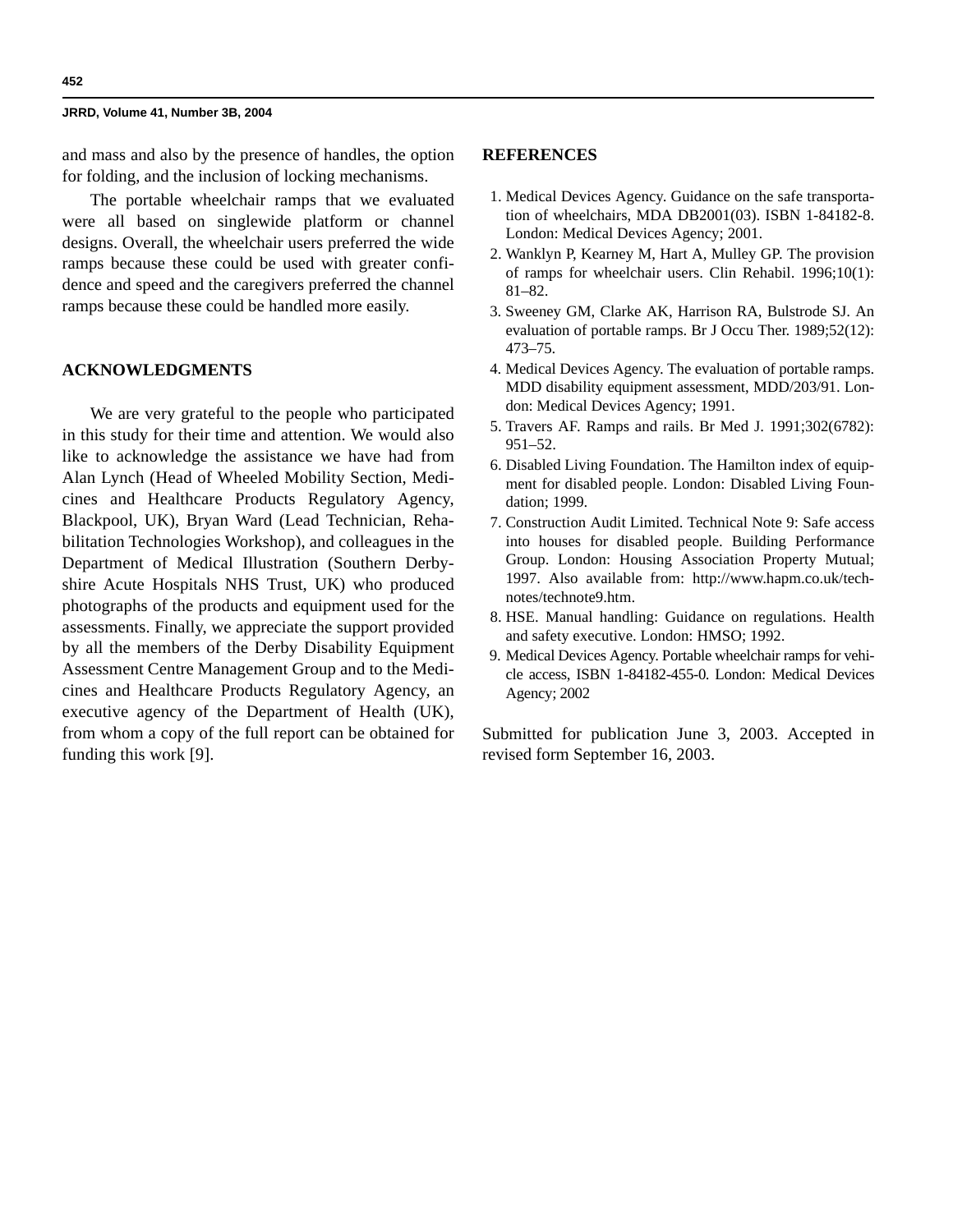and mass and also by the presence of handles, the option for folding, and the inclusion of locking mechanisms.

The portable wheelchair ramps that we evaluated were all based on singlewide platform or channel designs. Overall, the wheelchair users preferred the wide ramps because these could be used with greater confidence and speed and the caregivers preferred the channel ramps because these could be handled more easily.

## ACKNOWLEDGMENTS

We are very grateful to the people who participated in this study for their time and attention. We would also like to acknowledge the assistance we have had from Alan Lynch (Head of Wheeled Mobility Section, Medicines and Healthcare Products Regulatory Agency, Blackpool, UK), Bryan Ward (Lead Technician, Rehabilitation Technologies Workshop), and colleagues in the Department of Medical Illustration (Southern Derbyshire Acute Hospitals NHS Trust, UK) who produced photographs of the products and equipment used for the assessments. Finally, we appreciate the support provided by all the members of the Derby Disability Equipment Assessment Centre Management Group and to the Medicines and Healthcare Products Regulatory Agency, an executive agency of the Department of Health (UK), from whom a copy of the full report can be obtained for funding this work [9].

## REFERENCES

1. Medical Devices Agency. Guidance on the safe transportation of wheelchairs, MDA DB2001(03). ISBN 1-84182-8. London: Medical Devices Agency; 2001.
2. Wanklyn P, Kearney M, Hart A, Mulley GP. The provision of ramps for wheelchair users. Clin Rehabil. 1996;10(1): 81–82.
3. Sweeney GM, Clarke AK, Harrison RA, Bulstrode SJ. An evaluation of portable ramps. Br J Occu Ther. 1989;52(12): 473–75.
4. Medical Devices Agency. The evaluation of portable ramps. MDD disability equipment assessment, MDD/203/91. London: Medical Devices Agency; 1991.
5. Travers AF. Ramps and rails. Br Med J. 1991;302(6782): 951–52.
6. Disabled Living Foundation. The Hamilton index of equipment for disabled people. London: Disabled Living Foundation; 1999.
7. Construction Audit Limited. Technical Note 9: Safe access into houses for disabled people. Building Performance Group. London: Housing Association Property Mutual; 1997. Also available from: http://www.hapm.co.uk/technotes/technote9.htm.
8. HSE. Manual handling: Guidance on regulations. Health and safety executive. London: HMSO; 1992.
9. Medical Devices Agency. Portable wheelchair ramps for vehicle access, ISBN 1-84182-455-0. London: Medical Devices Agency; 2002

Submitted for publication June 3, 2003. Accepted in revised form September 16, 2003.